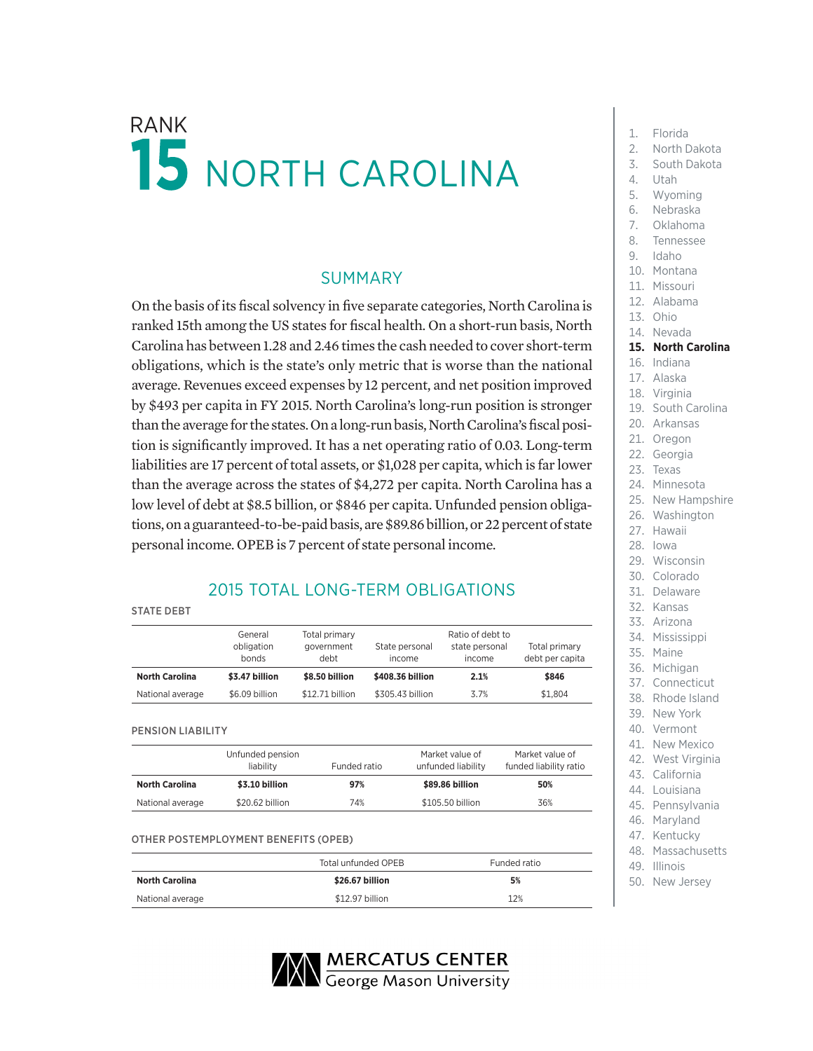# RANK 15 NORTH CAROLINA

## SUMMARY

On the basis of its fiscal solvency in five separate categories, North Carolina is ranked 15th among the US states for fiscal health. On a short-run basis, North Carolina has between 1.28 and 2.46 times the cash needed to cover short-term obligations, which is the state's only metric that is worse than the national average. Revenues exceed expenses by 12 percent, and net position improved by $493 per capita in FY 2015. North Carolina's long-run position is stronger than the average for the states. On a long-run basis, North Carolina's fiscal position is significantly improved. It has a net operating ratio of 0.03. Long-term liabilities are 17 percent of total assets, or $1,028 per capita, which is far lower than the average across the states of $4,272 per capita. North Carolina has a low level of debt at $8.5 billion, or $846 per capita. Unfunded pension obligations, on a guaranteed-to-be-paid basis, are $89.86 billion, or 22 percent of state personal income. OPEB is 7 percent of state personal income.

## 2015 TOTAL LONG-TERM OBLIGATIONS

### STATE DEBT

| | General obligation bonds | Total primary government debt | State personal income | Ratio of debt to state personal income | Total primary debt per capita |
|---|---|---|---|---|---|
| **North Carolina** | **$3.47 billion** | **$8.50 billion** | **$408.36 billion** | **2.1%** | **$846** |
| National average | $6.09 billion | $12.71 billion | $305.43 billion | 3.7% | $1,804 |

### PENSION LIABILITY

| | Unfunded pension liability | Funded ratio | Market value of unfunded liability | Market value of funded liability ratio |
|---|---|---|---|---|
| **North Carolina** | **$3.10 billion** | **97%** | **$89.86 billion** | **50%** |
| National average | $20.62 billion | 74% | $105.50 billion | 36% |

### OTHER POSTEMPLOYMENT BENEFITS (OPEB)

| | Total unfunded OPEB | Funded ratio |
|---|---|---|
| **North Carolina** | **$26.67 billion** | **5%** |
| National average | $12.97 billion | 12% |

1. Florida
2. North Dakota
3. South Dakota
4. Utah
5. Wyoming
6. Nebraska
7. Oklahoma
8. Tennessee
9. Idaho
10. Montana
11. Missouri
12. Alabama
13. Ohio
14. Nevada
15. **North Carolina**
16. Indiana
17. Alaska
18. Virginia
19. South Carolina
20. Arkansas
21. Oregon
22. Georgia
23. Texas
24. Minnesota
25. New Hampshire
26. Washington
27. Hawaii
28. Iowa
29. Wisconsin
30. Colorado
31. Delaware
32. Kansas
33. Arizona
34. Mississippi
35. Maine
36. Michigan
37. Connecticut
38. Rhode Island
39. New York
40. Vermont
41. New Mexico
42. West Virginia
43. California
44. Louisiana
45. Pennsylvania
46. Maryland
47. Kentucky
48. Massachusetts
49. Illinois
50. New Jersey

MERCATUS CENTER
George Mason University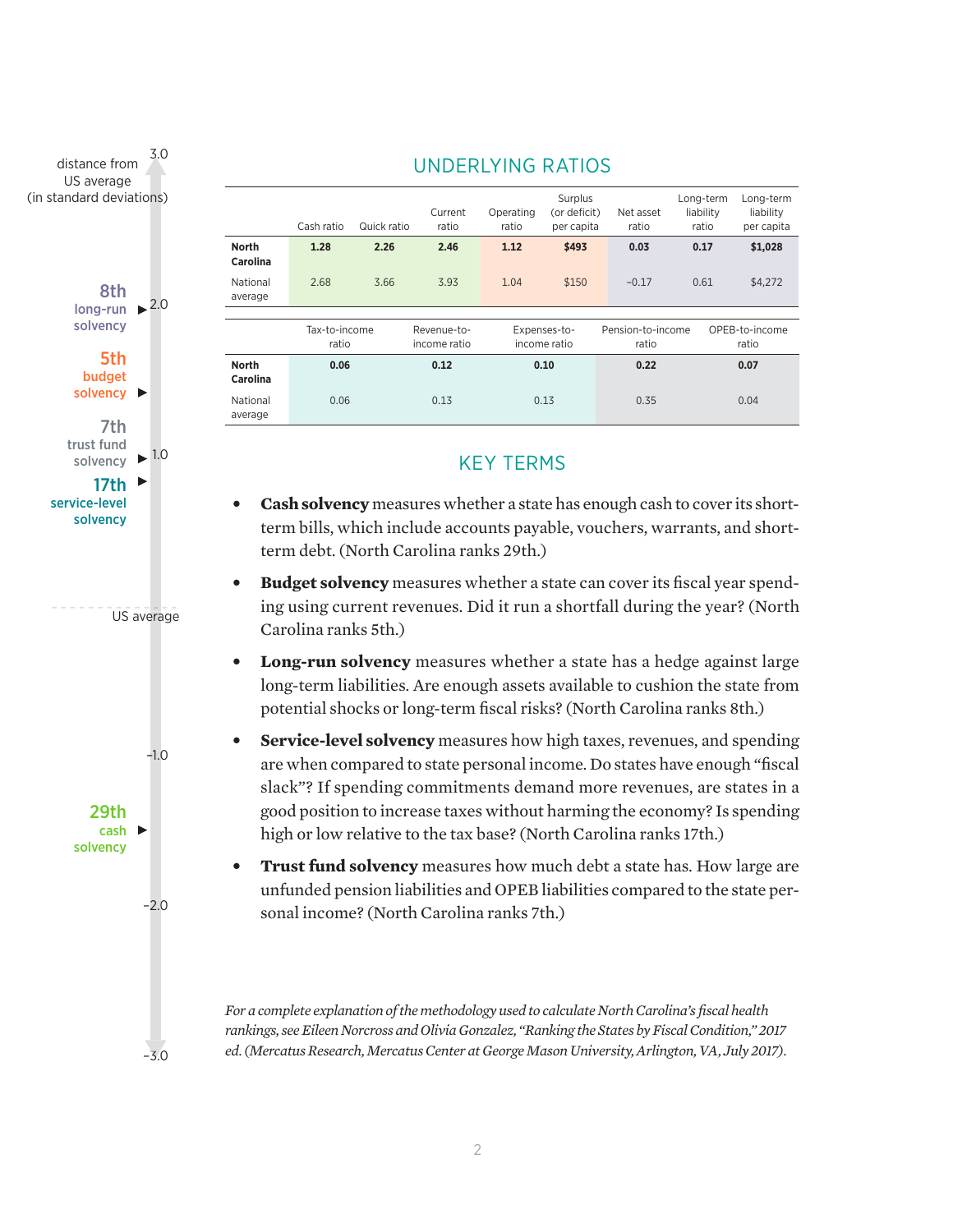distance from US average (in standard deviations)

3.0

8th long-run solvency

2.0

5th budget solvency

7th trust fund solvency

1.0

17th service-level solvency

US average

-1.0

29th cash solvency

-2.0

-3.0

## UNDERLYING RATIOS

| | Cash ratio | Quick ratio | Current ratio | Operating ratio | Surplus (or deficit) per capita | Net asset ratio | Long-term liability ratio | Long-term liability per capita |
|---|---|---|---|---|---|---|---|---|
| **North Carolina** | **1.28** | **2.26** | **2.46** | **1.12** | **$493** | **0.03** | **0.17** | **$1,028** |
| National average | 2.68 | 3.66 | 3.93 | 1.04 | $150 | −0.17 | 0.61 | $4,272 |

| | Tax-to-income ratio | Revenue-to-income ratio | Expenses-to-income ratio | Pension-to-income ratio | OPEB-to-income ratio |
|---|---|---|---|---|---|
| **North Carolina** | **0.06** | **0.12** | **0.10** | **0.22** | **0.07** |
| National average | 0.06 | 0.13 | 0.13 | 0.35 | 0.04 |

## KEY TERMS

- **Cash solvency** measures whether a state has enough cash to cover its short-term bills, which include accounts payable, vouchers, warrants, and short-term debt. (North Carolina ranks 29th.)
- **Budget solvency** measures whether a state can cover its fiscal year spending using current revenues. Did it run a shortfall during the year? (North Carolina ranks 5th.)
- **Long-run solvency** measures whether a state has a hedge against large long-term liabilities. Are enough assets available to cushion the state from potential shocks or long-term fiscal risks? (North Carolina ranks 8th.)
- **Service-level solvency** measures how high taxes, revenues, and spending are when compared to state personal income. Do states have enough "fiscal slack"? If spending commitments demand more revenues, are states in a good position to increase taxes without harming the economy? Is spending high or low relative to the tax base? (North Carolina ranks 17th.)
- **Trust fund solvency** measures how much debt a state has. How large are unfunded pension liabilities and OPEB liabilities compared to the state personal income? (North Carolina ranks 7th.)

*For a complete explanation of the methodology used to calculate North Carolina's fiscal health rankings, see Eileen Norcross and Olivia Gonzalez, "Ranking the States by Fiscal Condition," 2017 ed. (Mercatus Research, Mercatus Center at George Mason University, Arlington, VA, July 2017).*